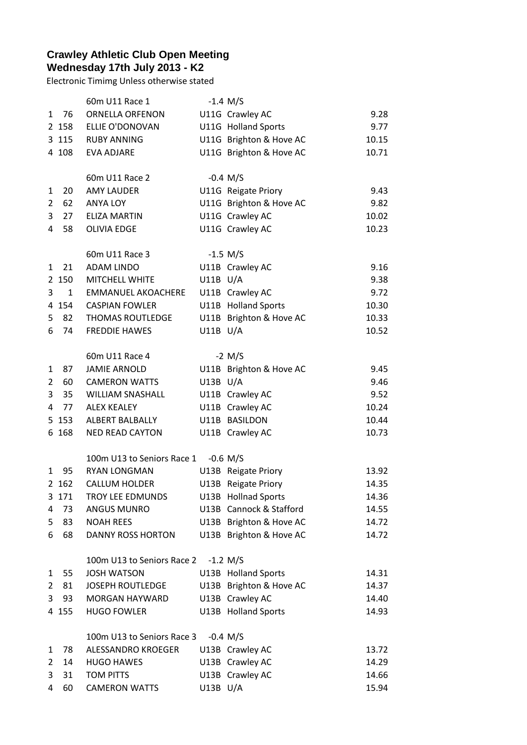**Crawley Athletic Club Open Meeting**
**Wednesday 17th July 2013 - K2**

Electronic Timimg Unless otherwise stated

| | | 60m U11 Race 1 | -1.4 M/S | | |
|---|---|---|---|---|---|
| 1 | 76 | ORNELLA ORFENON | U11G | Crawley AC | 9.28 |
| 2 | 158 | ELLIE O'DONOVAN | U11G | Holland Sports | 9.77 |
| 3 | 115 | RUBY ANNING | U11G | Brighton & Hove AC | 10.15 |
| 4 | 108 | EVA ADJARE | U11G | Brighton & Hove AC | 10.71 |
| | | | | | |
| | | 60m U11 Race 2 | -0.4 M/S | | |
| 1 | 20 | AMY LAUDER | U11G | Reigate Priory | 9.43 |
| 2 | 62 | ANYA LOY | U11G | Brighton & Hove AC | 9.82 |
| 3 | 27 | ELIZA MARTIN | U11G | Crawley AC | 10.02 |
| 4 | 58 | OLIVIA EDGE | U11G | Crawley AC | 10.23 |
| | | | | | |
| | | 60m U11 Race 3 | -1.5 M/S | | |
| 1 | 21 | ADAM LINDO | U11B | Crawley AC | 9.16 |
| 2 | 150 | MITCHELL WHITE | U11B | U/A | 9.38 |
| 3 | 1 | EMMANUEL AKOACHERE | U11B | Crawley AC | 9.72 |
| 4 | 154 | CASPIAN FOWLER | U11B | Holland Sports | 10.30 |
| 5 | 82 | THOMAS ROUTLEDGE | U11B | Brighton & Hove AC | 10.33 |
| 6 | 74 | FREDDIE HAWES | U11B | U/A | 10.52 |
| | | | | | |
| | | 60m U11 Race 4 | -2 M/S | | |
| 1 | 87 | JAMIE ARNOLD | U11B | Brighton & Hove AC | 9.45 |
| 2 | 60 | CAMERON WATTS | U13B | U/A | 9.46 |
| 3 | 35 | WILLIAM SNASHALL | U11B | Crawley AC | 9.52 |
| 4 | 77 | ALEX KEALEY | U11B | Crawley AC | 10.24 |
| 5 | 153 | ALBERT BALBALLY | U11B | BASILDON | 10.44 |
| 6 | 168 | NED READ CAYTON | U11B | Crawley AC | 10.73 |
| | | | | | |
| | | 100m U13 to Seniors Race 1 | -0.6 M/S | | |
| 1 | 95 | RYAN LONGMAN | U13B | Reigate Priory | 13.92 |
| 2 | 162 | CALLUM HOLDER | U13B | Reigate Priory | 14.35 |
| 3 | 171 | TROY LEE EDMUNDS | U13B | Hollnad Sports | 14.36 |
| 4 | 73 | ANGUS MUNRO | U13B | Cannock & Stafford | 14.55 |
| 5 | 83 | NOAH REES | U13B | Brighton & Hove AC | 14.72 |
| 6 | 68 | DANNY ROSS HORTON | U13B | Brighton & Hove AC | 14.72 |
| | | | | | |
| | | 100m U13 to Seniors Race 2 | -1.2 M/S | | |
| 1 | 55 | JOSH WATSON | U13B | Holland Sports | 14.31 |
| 2 | 81 | JOSEPH ROUTLEDGE | U13B | Brighton & Hove AC | 14.37 |
| 3 | 93 | MORGAN HAYWARD | U13B | Crawley AC | 14.40 |
| 4 | 155 | HUGO FOWLER | U13B | Holland Sports | 14.93 |
| | | | | | |
| | | 100m U13 to Seniors Race 3 | -0.4 M/S | | |
| 1 | 78 | ALESSANDRO KROEGER | U13B | Crawley AC | 13.72 |
| 2 | 14 | HUGO HAWES | U13B | Crawley AC | 14.29 |
| 3 | 31 | TOM PITTS | U13B | Crawley AC | 14.66 |
| 4 | 60 | CAMERON WATTS | U13B | U/A | 15.94 |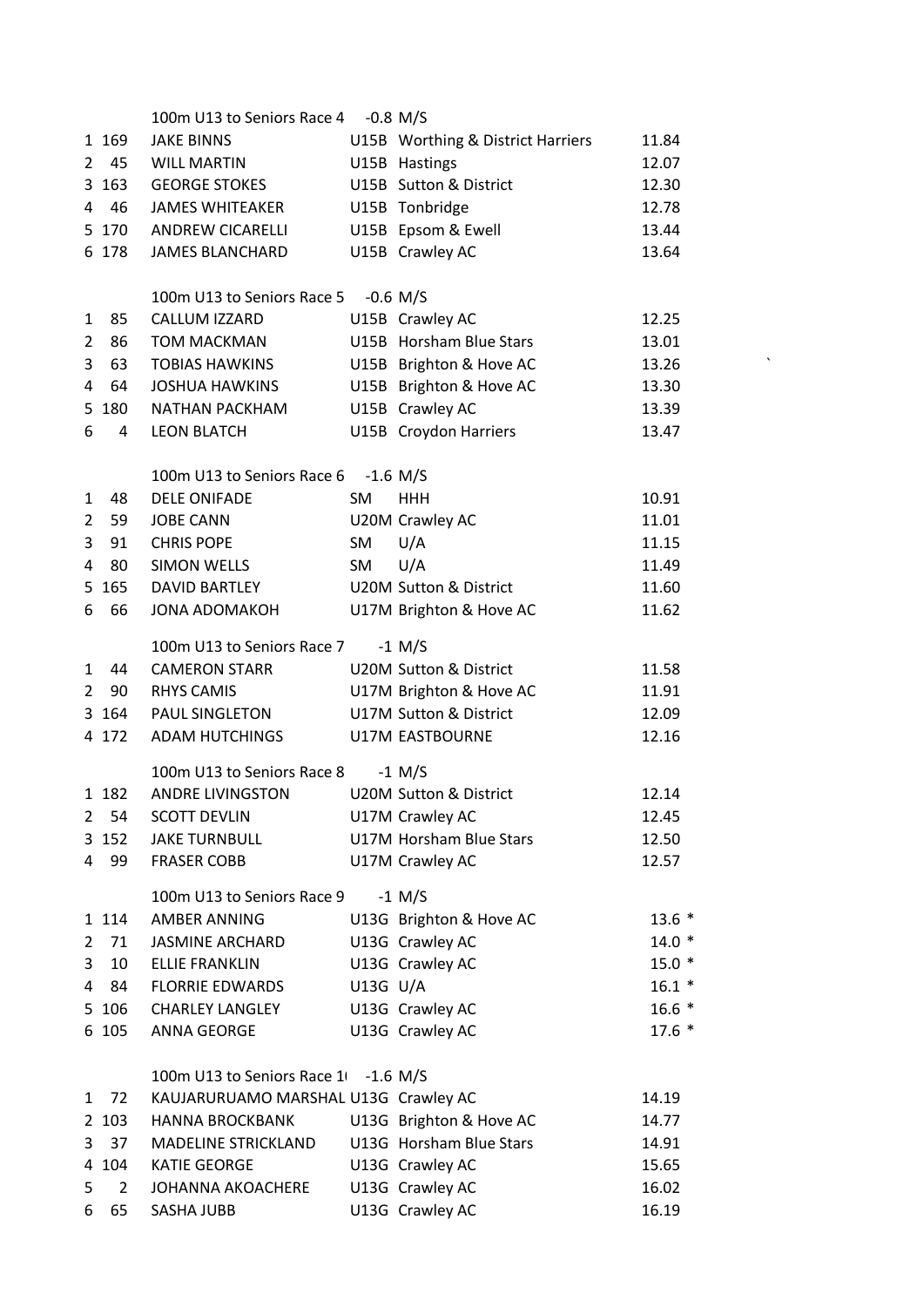### 100m U13 to Seniors Race 4 -0.8 M/S

| Pos | No | Name | Cat | Club | Time |
|---|---|---|---|---|---|
| 1 | 169 | JAKE BINNS | U15B | Worthing & District Harriers | 11.84 |
| 2 | 45 | WILL MARTIN | U15B | Hastings | 12.07 |
| 3 | 163 | GEORGE STOKES | U15B | Sutton & District | 12.30 |
| 4 | 46 | JAMES WHITEAKER | U15B | Tonbridge | 12.78 |
| 5 | 170 | ANDREW CICARELLI | U15B | Epsom & Ewell | 13.44 |
| 6 | 178 | JAMES BLANCHARD | U15B | Crawley AC | 13.64 |

### 100m U13 to Seniors Race 5 -0.6 M/S

| Pos | No | Name | Cat | Club | Time |
|---|---|---|---|---|---|
| 1 | 85 | CALLUM IZZARD | U15B | Crawley AC | 12.25 |
| 2 | 86 | TOM MACKMAN | U15B | Horsham Blue Stars | 13.01 |
| 3 | 63 | TOBIAS HAWKINS | U15B | Brighton & Hove AC | 13.26 |
| 4 | 64 | JOSHUA HAWKINS | U15B | Brighton & Hove AC | 13.30 |
| 5 | 180 | NATHAN PACKHAM | U15B | Crawley AC | 13.39 |
| 6 | 4 | LEON BLATCH | U15B | Croydon Harriers | 13.47 |

### 100m U13 to Seniors Race 6 -1.6 M/S

| Pos | No | Name | Cat | Club | Time |
|---|---|---|---|---|---|
| 1 | 48 | DELE ONIFADE | SM | HHH | 10.91 |
| 2 | 59 | JOBE CANN | U20M | Crawley AC | 11.01 |
| 3 | 91 | CHRIS POPE | SM | U/A | 11.15 |
| 4 | 80 | SIMON WELLS | SM | U/A | 11.49 |
| 5 | 165 | DAVID BARTLEY | U20M | Sutton & District | 11.60 |
| 6 | 66 | JONA ADOMAKOH | U17M | Brighton & Hove AC | 11.62 |

### 100m U13 to Seniors Race 7 -1 M/S

| Pos | No | Name | Cat | Club | Time |
|---|---|---|---|---|---|
| 1 | 44 | CAMERON STARR | U20M | Sutton & District | 11.58 |
| 2 | 90 | RHYS CAMIS | U17M | Brighton & Hove AC | 11.91 |
| 3 | 164 | PAUL SINGLETON | U17M | Sutton & District | 12.09 |
| 4 | 172 | ADAM HUTCHINGS | U17M | EASTBOURNE | 12.16 |

### 100m U13 to Seniors Race 8 -1 M/S

| Pos | No | Name | Cat | Club | Time |
|---|---|---|---|---|---|
| 1 | 182 | ANDRE LIVINGSTON | U20M | Sutton & District | 12.14 |
| 2 | 54 | SCOTT DEVLIN | U17M | Crawley AC | 12.45 |
| 3 | 152 | JAKE TURNBULL | U17M | Horsham Blue Stars | 12.50 |
| 4 | 99 | FRASER COBB | U17M | Crawley AC | 12.57 |

### 100m U13 to Seniors Race 9 -1 M/S

| Pos | No | Name | Cat | Club | Time |
|---|---|---|---|---|---|
| 1 | 114 | AMBER ANNING | U13G | Brighton & Hove AC | 13.6 * |
| 2 | 71 | JASMINE ARCHARD | U13G | Crawley AC | 14.0 * |
| 3 | 10 | ELLIE FRANKLIN | U13G | Crawley AC | 15.0 * |
| 4 | 84 | FLORRIE EDWARDS | U13G | U/A | 16.1 * |
| 5 | 106 | CHARLEY LANGLEY | U13G | Crawley AC | 16.6 * |
| 6 | 105 | ANNA GEORGE | U13G | Crawley AC | 17.6 * |

### 100m U13 to Seniors Race 1( -1.6 M/S

| Pos | No | Name | Cat | Club | Time |
|---|---|---|---|---|---|
| 1 | 72 | KAUJARURUAMO MARSHAL | U13G | Crawley AC | 14.19 |
| 2 | 103 | HANNA BROCKBANK | U13G | Brighton & Hove AC | 14.77 |
| 3 | 37 | MADELINE STRICKLAND | U13G | Horsham Blue Stars | 14.91 |
| 4 | 104 | KATIE GEORGE | U13G | Crawley AC | 15.65 |
| 5 | 2 | JOHANNA AKOACHERE | U13G | Crawley AC | 16.02 |
| 6 | 65 | SASHA JUBB | U13G | Crawley AC | 16.19 |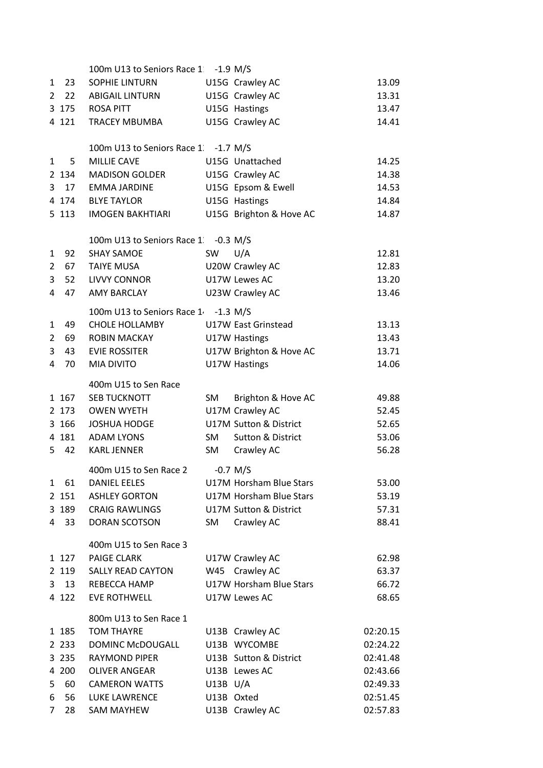### 100m U13 to Seniors Race 1 -1.9 M/S

| Pos | No | Name | Cat | Club | Time |
|---|---|---|---|---|---|
| 1 | 23 | SOPHIE LINTURN | U15G | Crawley AC | 13.09 |
| 2 | 22 | ABIGAIL LINTURN | U15G | Crawley AC | 13.31 |
| 3 | 175 | ROSA PITT | U15G | Hastings | 13.47 |
| 4 | 121 | TRACEY MBUMBA | U15G | Crawley AC | 14.41 |

### 100m U13 to Seniors Race 1 -1.7 M/S

| Pos | No | Name | Cat | Club | Time |
|---|---|---|---|---|---|
| 1 | 5 | MILLIE CAVE | U15G | Unattached | 14.25 |
| 2 | 134 | MADISON GOLDER | U15G | Crawley AC | 14.38 |
| 3 | 17 | EMMA JARDINE | U15G | Epsom & Ewell | 14.53 |
| 4 | 174 | BLYE TAYLOR | U15G | Hastings | 14.84 |
| 5 | 113 | IMOGEN BAKHTIARI | U15G | Brighton & Hove AC | 14.87 |

### 100m U13 to Seniors Race 1 -0.3 M/S

| Pos | No | Name | Cat | Club | Time |
|---|---|---|---|---|---|
| 1 | 92 | SHAY SAMOE | SW | U/A | 12.81 |
| 2 | 67 | TAIYE MUSA | U20W | Crawley AC | 12.83 |
| 3 | 52 | LIVVY CONNOR | U17W | Lewes AC | 13.20 |
| 4 | 47 | AMY BARCLAY | U23W | Crawley AC | 13.46 |

### 100m U13 to Seniors Race 1 -1.3 M/S

| Pos | No | Name | Cat | Club | Time |
|---|---|---|---|---|---|
| 1 | 49 | CHOLE HOLLAMBY | U17W | East Grinstead | 13.13 |
| 2 | 69 | ROBIN MACKAY | U17W | Hastings | 13.43 |
| 3 | 43 | EVIE ROSSITER | U17W | Brighton & Hove AC | 13.71 |
| 4 | 70 | MIA DIVITO | U17W | Hastings | 14.06 |

### 400m U15 to Sen Race

| Pos | No | Name | Cat | Club | Time |
|---|---|---|---|---|---|
| 1 | 167 | SEB TUCKNOTT | SM | Brighton & Hove AC | 49.88 |
| 2 | 173 | OWEN WYETH | U17M | Crawley AC | 52.45 |
| 3 | 166 | JOSHUA HODGE | U17M | Sutton & District | 52.65 |
| 4 | 181 | ADAM LYONS | SM | Sutton & District | 53.06 |
| 5 | 42 | KARL JENNER | SM | Crawley AC | 56.28 |

### 400m U15 to Sen Race 2 -0.7 M/S

| Pos | No | Name | Cat | Club | Time |
|---|---|---|---|---|---|
| 1 | 61 | DANIEL EELES | U17M | Horsham Blue Stars | 53.00 |
| 2 | 151 | ASHLEY GORTON | U17M | Horsham Blue Stars | 53.19 |
| 3 | 189 | CRAIG RAWLINGS | U17M | Sutton & District | 57.31 |
| 4 | 33 | DORAN SCOTSON | SM | Crawley AC | 88.41 |

### 400m U15 to Sen Race 3

| Pos | No | Name | Cat | Club | Time |
|---|---|---|---|---|---|
| 1 | 127 | PAIGE CLARK | U17W | Crawley AC | 62.98 |
| 2 | 119 | SALLY READ CAYTON | W45 | Crawley AC | 63.37 |
| 3 | 13 | REBECCA HAMP | U17W | Horsham Blue Stars | 66.72 |
| 4 | 122 | EVE ROTHWELL | U17W | Lewes AC | 68.65 |

### 800m U13 to Sen Race 1

| Pos | No | Name | Cat | Club | Time |
|---|---|---|---|---|---|
| 1 | 185 | TOM THAYRE | U13B | Crawley AC | 02:20.15 |
| 2 | 233 | DOMINC McDOUGALL | U13B | WYCOMBE | 02:24.22 |
| 3 | 235 | RAYMOND PIPER | U13B | Sutton & District | 02:41.48 |
| 4 | 200 | OLIVER ANGEAR | U13B | Lewes AC | 02:43.66 |
| 5 | 60 | CAMERON WATTS | U13B | U/A | 02:49.33 |
| 6 | 56 | LUKE LAWRENCE | U13B | Oxted | 02:51.45 |
| 7 | 28 | SAM MAYHEW | U13B | Crawley AC | 02:57.83 |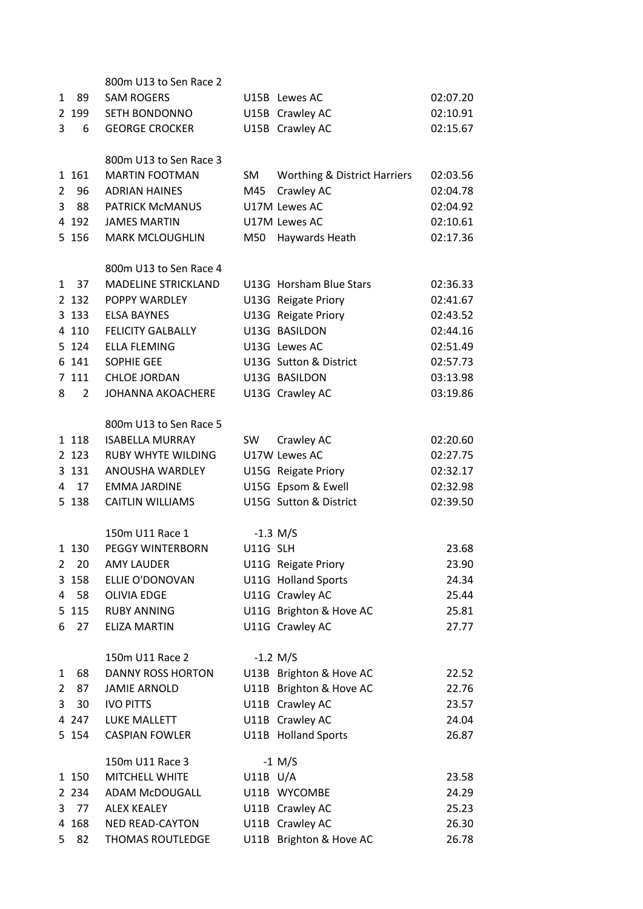### 800m U13 to Sen Race 2

| Pos | No | Name | Cat | Club | Time |
|---|---|---|---|---|---|
| 1 | 89 | SAM ROGERS | U15B | Lewes AC | 02:07.20 |
| 2 | 199 | SETH BONDONNO | U15B | Crawley AC | 02:10.91 |
| 3 | 6 | GEORGE CROCKER | U15B | Crawley AC | 02:15.67 |

### 800m U13 to Sen Race 3

| Pos | No | Name | Cat | Club | Time |
|---|---|---|---|---|---|
| 1 | 161 | MARTIN FOOTMAN | SM | Worthing & District Harriers | 02:03.56 |
| 2 | 96 | ADRIAN HAINES | M45 | Crawley AC | 02:04.78 |
| 3 | 88 | PATRICK McMANUS | U17M | Lewes AC | 02:04.92 |
| 4 | 192 | JAMES MARTIN | U17M | Lewes AC | 02:10.61 |
| 5 | 156 | MARK MCLOUGHLIN | M50 | Haywards Heath | 02:17.36 |

### 800m U13 to Sen Race 4

| Pos | No | Name | Cat | Club | Time |
|---|---|---|---|---|---|
| 1 | 37 | MADELINE STRICKLAND | U13G | Horsham Blue Stars | 02:36.33 |
| 2 | 132 | POPPY WARDLEY | U13G | Reigate Priory | 02:41.67 |
| 3 | 133 | ELSA BAYNES | U13G | Reigate Priory | 02:43.52 |
| 4 | 110 | FELICITY GALBALLY | U13G | BASILDON | 02:44.16 |
| 5 | 124 | ELLA FLEMING | U13G | Lewes AC | 02:51.49 |
| 6 | 141 | SOPHIE GEE | U13G | Sutton & District | 02:57.73 |
| 7 | 111 | CHLOE JORDAN | U13G | BASILDON | 03:13.98 |
| 8 | 2 | JOHANNA AKOACHERE | U13G | Crawley AC | 03:19.86 |

### 800m U13 to Sen Race 5

| Pos | No | Name | Cat | Club | Time |
|---|---|---|---|---|---|
| 1 | 118 | ISABELLA MURRAY | SW | Crawley AC | 02:20.60 |
| 2 | 123 | RUBY WHYTE WILDING | U17W | Lewes AC | 02:27.75 |
| 3 | 131 | ANOUSHA WARDLEY | U15G | Reigate Priory | 02:32.17 |
| 4 | 17 | EMMA JARDINE | U15G | Epsom & Ewell | 02:32.98 |
| 5 | 138 | CAITLIN WILLIAMS | U15G | Sutton & District | 02:39.50 |

### 150m U11 Race 1 — -1.3 M/S

| Pos | No | Name | Cat | Club | Time |
|---|---|---|---|---|---|
| 1 | 130 | PEGGY WINTERBORN | U11G | SLH | 23.68 |
| 2 | 20 | AMY LAUDER | U11G | Reigate Priory | 23.90 |
| 3 | 158 | ELLIE O'DONOVAN | U11G | Holland Sports | 24.34 |
| 4 | 58 | OLIVIA EDGE | U11G | Crawley AC | 25.44 |
| 5 | 115 | RUBY ANNING | U11G | Brighton & Hove AC | 25.81 |
| 6 | 27 | ELIZA MARTIN | U11G | Crawley AC | 27.77 |

### 150m U11 Race 2 — -1.2 M/S

| Pos | No | Name | Cat | Club | Time |
|---|---|---|---|---|---|
| 1 | 68 | DANNY ROSS HORTON | U13B | Brighton & Hove AC | 22.52 |
| 2 | 87 | JAMIE ARNOLD | U11B | Brighton & Hove AC | 22.76 |
| 3 | 30 | IVO PITTS | U11B | Crawley AC | 23.57 |
| 4 | 247 | LUKE MALLETT | U11B | Crawley AC | 24.04 |
| 5 | 154 | CASPIAN FOWLER | U11B | Holland Sports | 26.87 |

### 150m U11 Race 3 — -1 M/S

| Pos | No | Name | Cat | Club | Time |
|---|---|---|---|---|---|
| 1 | 150 | MITCHELL WHITE | U11B | U/A | 23.58 |
| 2 | 234 | ADAM McDOUGALL | U11B | WYCOMBE | 24.29 |
| 3 | 77 | ALEX KEALEY | U11B | Crawley AC | 25.23 |
| 4 | 168 | NED READ-CAYTON | U11B | Crawley AC | 26.30 |
| 5 | 82 | THOMAS ROUTLEDGE | U11B | Brighton & Hove AC | 26.78 |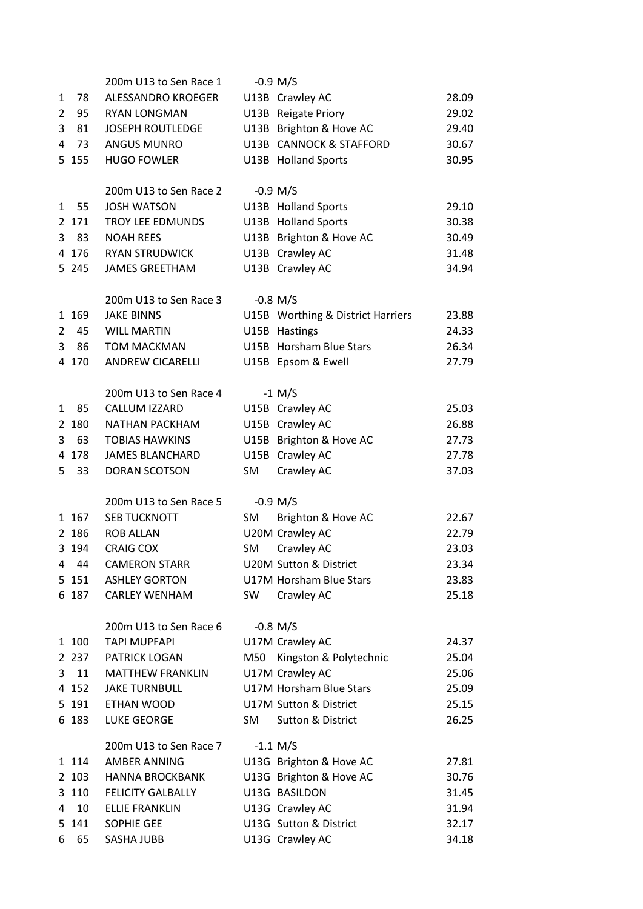### 200m U13 to Sen Race 1 — -0.9 M/S

| Pos | No. | Name | Cat | Club | Time |
|---|---|---|---|---|---|
| 1 | 78 | ALESSANDRO KROEGER | U13B | Crawley AC | 28.09 |
| 2 | 95 | RYAN LONGMAN | U13B | Reigate Priory | 29.02 |
| 3 | 81 | JOSEPH ROUTLEDGE | U13B | Brighton & Hove AC | 29.40 |
| 4 | 73 | ANGUS MUNRO | U13B | CANNOCK & STAFFORD | 30.67 |
| 5 | 155 | HUGO FOWLER | U13B | Holland Sports | 30.95 |

### 200m U13 to Sen Race 2 — -0.9 M/S

| Pos | No. | Name | Cat | Club | Time |
|---|---|---|---|---|---|
| 1 | 55 | JOSH WATSON | U13B | Holland Sports | 29.10 |
| 2 | 171 | TROY LEE EDMUNDS | U13B | Holland Sports | 30.38 |
| 3 | 83 | NOAH REES | U13B | Brighton & Hove AC | 30.49 |
| 4 | 176 | RYAN STRUDWICK | U13B | Crawley AC | 31.48 |
| 5 | 245 | JAMES GREETHAM | U13B | Crawley AC | 34.94 |

### 200m U13 to Sen Race 3 — -0.8 M/S

| Pos | No. | Name | Cat | Club | Time |
|---|---|---|---|---|---|
| 1 | 169 | JAKE BINNS | U15B | Worthing & District Harriers | 23.88 |
| 2 | 45 | WILL MARTIN | U15B | Hastings | 24.33 |
| 3 | 86 | TOM MACKMAN | U15B | Horsham Blue Stars | 26.34 |
| 4 | 170 | ANDREW CICARELLI | U15B | Epsom & Ewell | 27.79 |

### 200m U13 to Sen Race 4 — -1 M/S

| Pos | No. | Name | Cat | Club | Time |
|---|---|---|---|---|---|
| 1 | 85 | CALLUM IZZARD | U15B | Crawley AC | 25.03 |
| 2 | 180 | NATHAN PACKHAM | U15B | Crawley AC | 26.88 |
| 3 | 63 | TOBIAS HAWKINS | U15B | Brighton & Hove AC | 27.73 |
| 4 | 178 | JAMES BLANCHARD | U15B | Crawley AC | 27.78 |
| 5 | 33 | DORAN SCOTSON | SM | Crawley AC | 37.03 |

### 200m U13 to Sen Race 5 — -0.9 M/S

| Pos | No. | Name | Cat | Club | Time |
|---|---|---|---|---|---|
| 1 | 167 | SEB TUCKNOTT | SM | Brighton & Hove AC | 22.67 |
| 2 | 186 | ROB ALLAN | U20M | Crawley AC | 22.79 |
| 3 | 194 | CRAIG COX | SM | Crawley AC | 23.03 |
| 4 | 44 | CAMERON STARR | U20M | Sutton & District | 23.34 |
| 5 | 151 | ASHLEY GORTON | U17M | Horsham Blue Stars | 23.83 |
| 6 | 187 | CARLEY WENHAM | SW | Crawley AC | 25.18 |

### 200m U13 to Sen Race 6 — -0.8 M/S

| Pos | No. | Name | Cat | Club | Time |
|---|---|---|---|---|---|
| 1 | 100 | TAPI MUPFAPI | U17M | Crawley AC | 24.37 |
| 2 | 237 | PATRICK LOGAN | M50 | Kingston & Polytechnic | 25.04 |
| 3 | 11 | MATTHEW FRANKLIN | U17M | Crawley AC | 25.06 |
| 4 | 152 | JAKE TURNBULL | U17M | Horsham Blue Stars | 25.09 |
| 5 | 191 | ETHAN WOOD | U17M | Sutton & District | 25.15 |
| 6 | 183 | LUKE GEORGE | SM | Sutton & District | 26.25 |

### 200m U13 to Sen Race 7 — -1.1 M/S

| Pos | No. | Name | Cat | Club | Time |
|---|---|---|---|---|---|
| 1 | 114 | AMBER ANNING | U13G | Brighton & Hove AC | 27.81 |
| 2 | 103 | HANNA BROCKBANK | U13G | Brighton & Hove AC | 30.76 |
| 3 | 110 | FELICITY GALBALLY | U13G | BASILDON | 31.45 |
| 4 | 10 | ELLIE FRANKLIN | U13G | Crawley AC | 31.94 |
| 5 | 141 | SOPHIE GEE | U13G | Sutton & District | 32.17 |
| 6 | 65 | SASHA JUBB | U13G | Crawley AC | 34.18 |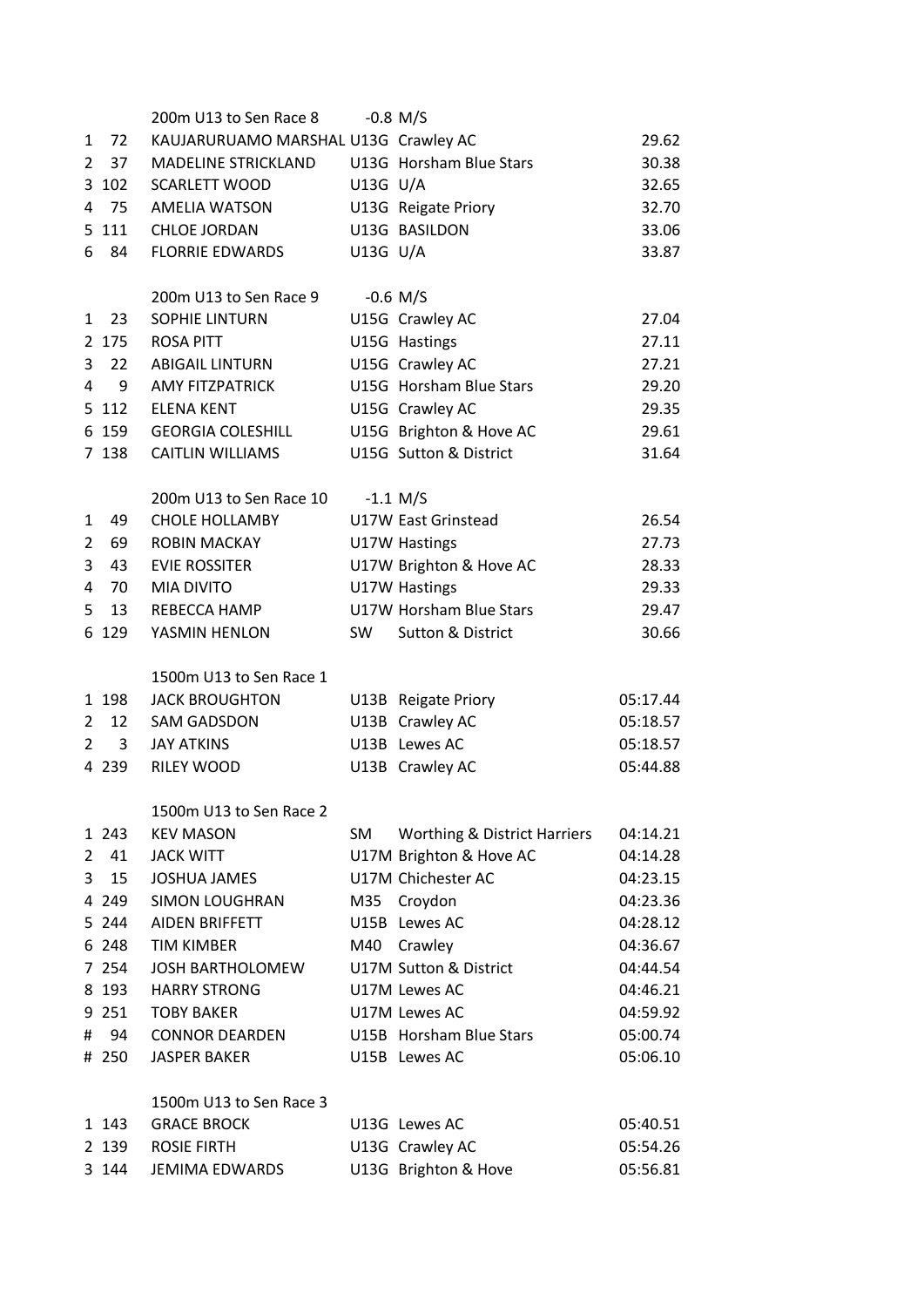### 200m U13 to Sen Race 8 — -0.8 M/S

| Pos | No | Name | Cat | Club | Time |
|---|---|---|---|---|---|
| 1 | 72 | KAUJARURUAMO MARSHAL | U13G | Crawley AC | 29.62 |
| 2 | 37 | MADELINE STRICKLAND | U13G | Horsham Blue Stars | 30.38 |
| 3 | 102 | SCARLETT WOOD | U13G | U/A | 32.65 |
| 4 | 75 | AMELIA WATSON | U13G | Reigate Priory | 32.70 |
| 5 | 111 | CHLOE JORDAN | U13G | BASILDON | 33.06 |
| 6 | 84 | FLORRIE EDWARDS | U13G | U/A | 33.87 |

### 200m U13 to Sen Race 9 — -0.6 M/S

| Pos | No | Name | Cat | Club | Time |
|---|---|---|---|---|---|
| 1 | 23 | SOPHIE LINTURN | U15G | Crawley AC | 27.04 |
| 2 | 175 | ROSA PITT | U15G | Hastings | 27.11 |
| 3 | 22 | ABIGAIL LINTURN | U15G | Crawley AC | 27.21 |
| 4 | 9 | AMY FITZPATRICK | U15G | Horsham Blue Stars | 29.20 |
| 5 | 112 | ELENA KENT | U15G | Crawley AC | 29.35 |
| 6 | 159 | GEORGIA COLESHILL | U15G | Brighton & Hove AC | 29.61 |
| 7 | 138 | CAITLIN WILLIAMS | U15G | Sutton & District | 31.64 |

### 200m U13 to Sen Race 10 — -1.1 M/S

| Pos | No | Name | Cat | Club | Time |
|---|---|---|---|---|---|
| 1 | 49 | CHOLE HOLLAMBY | U17W | East Grinstead | 26.54 |
| 2 | 69 | ROBIN MACKAY | U17W | Hastings | 27.73 |
| 3 | 43 | EVIE ROSSITER | U17W | Brighton & Hove AC | 28.33 |
| 4 | 70 | MIA DIVITO | U17W | Hastings | 29.33 |
| 5 | 13 | REBECCA HAMP | U17W | Horsham Blue Stars | 29.47 |
| 6 | 129 | YASMIN HENLON | SW | Sutton & District | 30.66 |

### 1500m U13 to Sen Race 1

| Pos | No | Name | Cat | Club | Time |
|---|---|---|---|---|---|
| 1 | 198 | JACK BROUGHTON | U13B | Reigate Priory | 05:17.44 |
| 2 | 12 | SAM GADSDON | U13B | Crawley AC | 05:18.57 |
| 2 | 3 | JAY ATKINS | U13B | Lewes AC | 05:18.57 |
| 4 | 239 | RILEY WOOD | U13B | Crawley AC | 05:44.88 |

### 1500m U13 to Sen Race 2

| Pos | No | Name | Cat | Club | Time |
|---|---|---|---|---|---|
| 1 | 243 | KEV MASON | SM | Worthing & District Harriers | 04:14.21 |
| 2 | 41 | JACK WITT | U17M | Brighton & Hove AC | 04:14.28 |
| 3 | 15 | JOSHUA JAMES | U17M | Chichester AC | 04:23.15 |
| 4 | 249 | SIMON LOUGHRAN | M35 | Croydon | 04:23.36 |
| 5 | 244 | AIDEN BRIFFETT | U15B | Lewes AC | 04:28.12 |
| 6 | 248 | TIM KIMBER | M40 | Crawley | 04:36.67 |
| 7 | 254 | JOSH BARTHOLOMEW | U17M | Sutton & District | 04:44.54 |
| 8 | 193 | HARRY STRONG | U17M | Lewes AC | 04:46.21 |
| 9 | 251 | TOBY BAKER | U17M | Lewes AC | 04:59.92 |
| # | 94 | CONNOR DEARDEN | U15B | Horsham Blue Stars | 05:00.74 |
| # | 250 | JASPER BAKER | U15B | Lewes AC | 05:06.10 |

### 1500m U13 to Sen Race 3

| Pos | No | Name | Cat | Club | Time |
|---|---|---|---|---|---|
| 1 | 143 | GRACE BROCK | U13G | Lewes AC | 05:40.51 |
| 2 | 139 | ROSIE FIRTH | U13G | Crawley AC | 05:54.26 |
| 3 | 144 | JEMIMA EDWARDS | U13G | Brighton & Hove | 05:56.81 |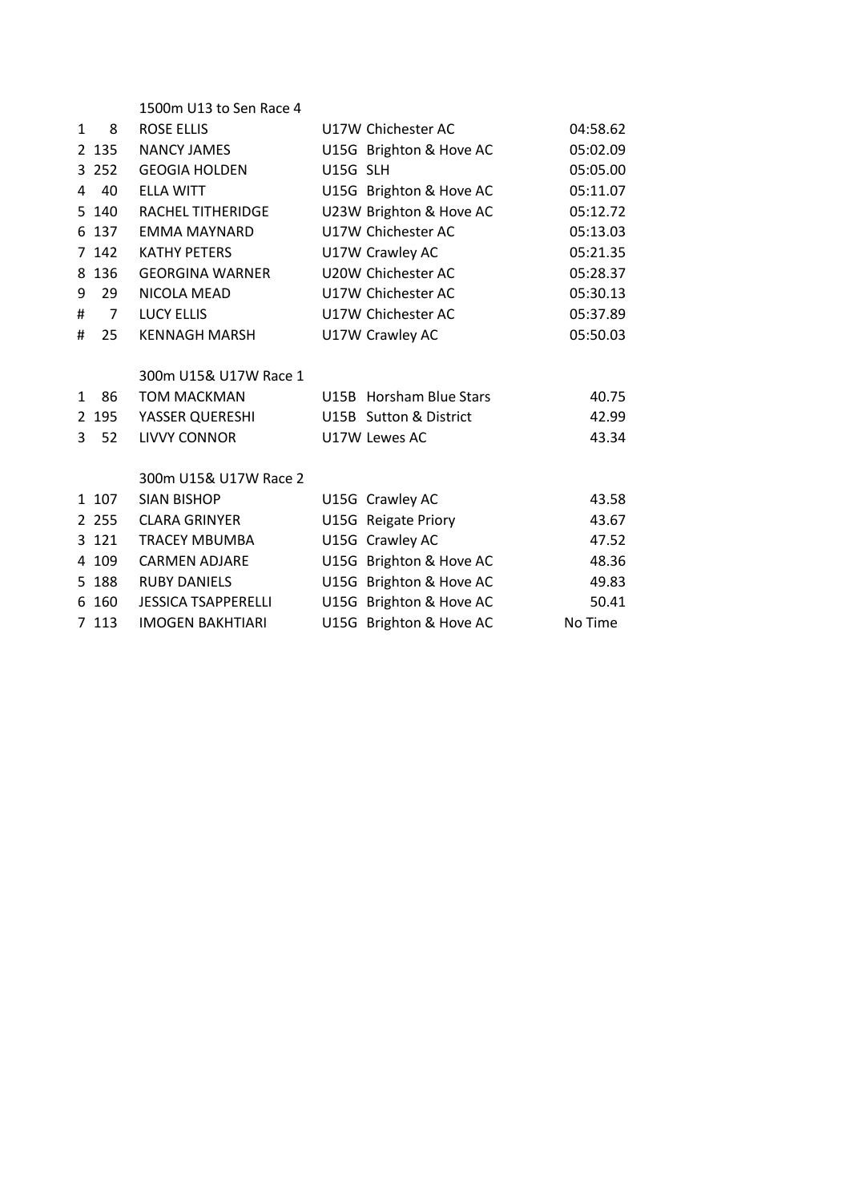### 1500m U13 to Sen Race 4

| Pos | No | Name | Category | Club | Time |
|---|---|---|---|---|---|
| 1 | 8 | ROSE ELLIS | U17W | Chichester AC | 04:58.62 |
| 2 | 135 | NANCY JAMES | U15G | Brighton & Hove AC | 05:02.09 |
| 3 | 252 | GEOGIA HOLDEN | U15G | SLH | 05:05.00 |
| 4 | 40 | ELLA WITT | U15G | Brighton & Hove AC | 05:11.07 |
| 5 | 140 | RACHEL TITHERIDGE | U23W | Brighton & Hove AC | 05:12.72 |
| 6 | 137 | EMMA MAYNARD | U17W | Chichester AC | 05:13.03 |
| 7 | 142 | KATHY PETERS | U17W | Crawley AC | 05:21.35 |
| 8 | 136 | GEORGINA WARNER | U20W | Chichester AC | 05:28.37 |
| 9 | 29 | NICOLA MEAD | U17W | Chichester AC | 05:30.13 |
| # | 7 | LUCY ELLIS | U17W | Chichester AC | 05:37.89 |
| # | 25 | KENNAGH MARSH | U17W | Crawley AC | 05:50.03 |

### 300m U15& U17W Race 1

| Pos | No | Name | Category | Club | Time |
|---|---|---|---|---|---|
| 1 | 86 | TOM MACKMAN | U15B | Horsham Blue Stars | 40.75 |
| 2 | 195 | YASSER QUERESHI | U15B | Sutton & District | 42.99 |
| 3 | 52 | LIVVY CONNOR | U17W | Lewes AC | 43.34 |

### 300m U15& U17W Race 2

| Pos | No | Name | Category | Club | Time |
|---|---|---|---|---|---|
| 1 | 107 | SIAN BISHOP | U15G | Crawley AC | 43.58 |
| 2 | 255 | CLARA GRINYER | U15G | Reigate Priory | 43.67 |
| 3 | 121 | TRACEY MBUMBA | U15G | Crawley AC | 47.52 |
| 4 | 109 | CARMEN ADJARE | U15G | Brighton & Hove AC | 48.36 |
| 5 | 188 | RUBY DANIELS | U15G | Brighton & Hove AC | 49.83 |
| 6 | 160 | JESSICA TSAPPERELLI | U15G | Brighton & Hove AC | 50.41 |
| 7 | 113 | IMOGEN BAKHTIARI | U15G | Brighton & Hove AC | No Time |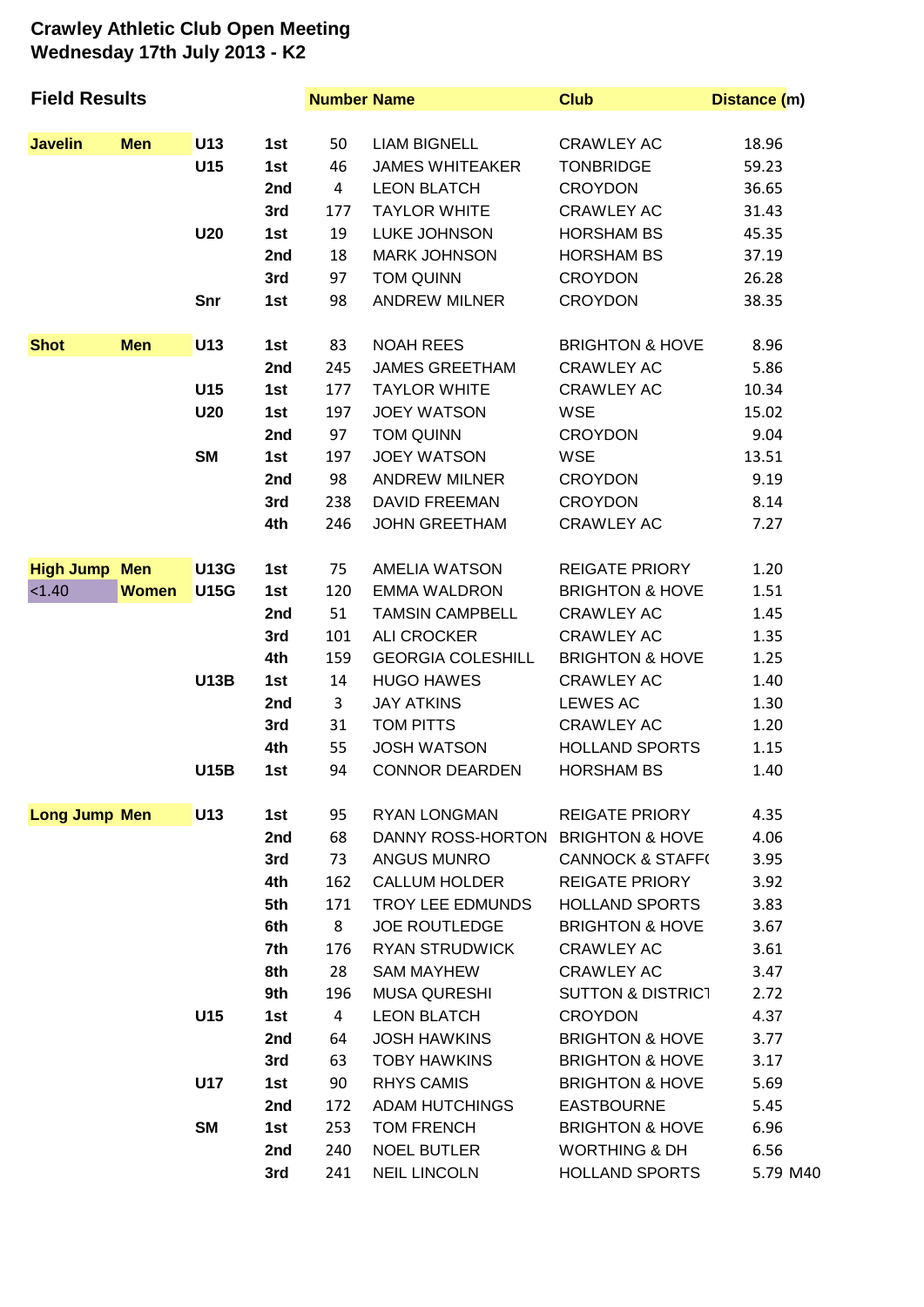# Crawley Athletic Club Open Meeting
## Wednesday 17th July 2013 - K2

| Field Results | | | | Number | Name | Club | Distance (m) |
|---|---|---|---|---|---|---|---|
| Javelin | Men | U13 | 1st | 50 | LIAM BIGNELL | CRAWLEY AC | 18.96 |
| | | U15 | 1st | 46 | JAMES WHITEAKER | TONBRIDGE | 59.23 |
| | | | 2nd | 4 | LEON BLATCH | CROYDON | 36.65 |
| | | | 3rd | 177 | TAYLOR WHITE | CRAWLEY AC | 31.43 |
| | | U20 | 1st | 19 | LUKE JOHNSON | HORSHAM BS | 45.35 |
| | | | 2nd | 18 | MARK JOHNSON | HORSHAM BS | 37.19 |
| | | | 3rd | 97 | TOM QUINN | CROYDON | 26.28 |
| | | Snr | 1st | 98 | ANDREW MILNER | CROYDON | 38.35 |
| Shot | Men | U13 | 1st | 83 | NOAH REES | BRIGHTON & HOVE | 8.96 |
| | | | 2nd | 245 | JAMES GREETHAM | CRAWLEY AC | 5.86 |
| | | U15 | 1st | 177 | TAYLOR WHITE | CRAWLEY AC | 10.34 |
| | | U20 | 1st | 197 | JOEY WATSON | WSE | 15.02 |
| | | | 2nd | 97 | TOM QUINN | CROYDON | 9.04 |
| | | SM | 1st | 197 | JOEY WATSON | WSE | 13.51 |
| | | | 2nd | 98 | ANDREW MILNER | CROYDON | 9.19 |
| | | | 3rd | 238 | DAVID FREEMAN | CROYDON | 8.14 |
| | | | 4th | 246 | JOHN GREETHAM | CRAWLEY AC | 7.27 |
| High Jump | Men | U13G | 1st | 75 | AMELIA WATSON | REIGATE PRIORY | 1.20 |
| <1.40 | Women | U15G | 1st | 120 | EMMA WALDRON | BRIGHTON & HOVE | 1.51 |
| | | | 2nd | 51 | TAMSIN CAMPBELL | CRAWLEY AC | 1.45 |
| | | | 3rd | 101 | ALI CROCKER | CRAWLEY AC | 1.35 |
| | | | 4th | 159 | GEORGIA COLESHILL | BRIGHTON & HOVE | 1.25 |
| | | U13B | 1st | 14 | HUGO HAWES | CRAWLEY AC | 1.40 |
| | | | 2nd | 3 | JAY ATKINS | LEWES AC | 1.30 |
| | | | 3rd | 31 | TOM PITTS | CRAWLEY AC | 1.20 |
| | | | 4th | 55 | JOSH WATSON | HOLLAND SPORTS | 1.15 |
| | | U15B | 1st | 94 | CONNOR DEARDEN | HORSHAM BS | 1.40 |
| Long Jump | Men | U13 | 1st | 95 | RYAN LONGMAN | REIGATE PRIORY | 4.35 |
| | | | 2nd | 68 | DANNY ROSS-HORTON | BRIGHTON & HOVE | 4.06 |
| | | | 3rd | 73 | ANGUS MUNRO | CANNOCK & STAFF( | 3.95 |
| | | | 4th | 162 | CALLUM HOLDER | REIGATE PRIORY | 3.92 |
| | | | 5th | 171 | TROY LEE EDMUNDS | HOLLAND SPORTS | 3.83 |
| | | | 6th | 8 | JOE ROUTLEDGE | BRIGHTON & HOVE | 3.67 |
| | | | 7th | 176 | RYAN STRUDWICK | CRAWLEY AC | 3.61 |
| | | | 8th | 28 | SAM MAYHEW | CRAWLEY AC | 3.47 |
| | | | 9th | 196 | MUSA QURESHI | SUTTON & DISTRICT | 2.72 |
| | | U15 | 1st | 4 | LEON BLATCH | CROYDON | 4.37 |
| | | | 2nd | 64 | JOSH HAWKINS | BRIGHTON & HOVE | 3.77 |
| | | | 3rd | 63 | TOBY HAWKINS | BRIGHTON & HOVE | 3.17 |
| | | U17 | 1st | 90 | RHYS CAMIS | BRIGHTON & HOVE | 5.69 |
| | | | 2nd | 172 | ADAM HUTCHINGS | EASTBOURNE | 5.45 |
| | | SM | 1st | 253 | TOM FRENCH | BRIGHTON & HOVE | 6.96 |
| | | | 2nd | 240 | NOEL BUTLER | WORTHING & DH | 6.56 |
| | | | 3rd | 241 | NEIL LINCOLN | HOLLAND SPORTS | 5.79 M40 |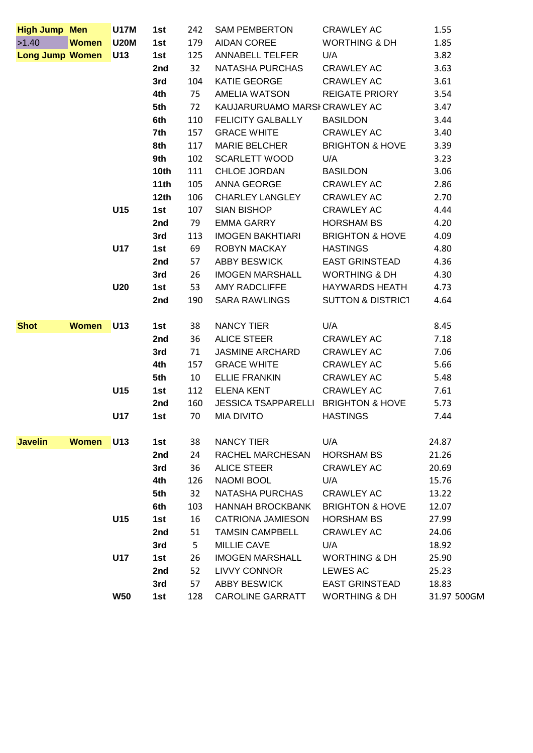| | | | | | | | |
|---|---|---|---|---|---|---|---|
| **High Jump** | **Men** | **U17M** | **1st** | 242 | SAM PEMBERTON | CRAWLEY AC | 1.55 |
| >1.40 | **Women** | **U20M** | **1st** | 179 | AIDAN COREE | WORTHING & DH | 1.85 |
| **Long Jump** | **Women** | **U13** | **1st** | 125 | ANNABELL TELFER | U/A | 3.82 |
| | | | **2nd** | 32 | NATASHA PURCHAS | CRAWLEY AC | 3.63 |
| | | | **3rd** | 104 | KATIE GEORGE | CRAWLEY AC | 3.61 |
| | | | **4th** | 75 | AMELIA WATSON | REIGATE PRIORY | 3.54 |
| | | | **5th** | 72 | KAUJARURUAMO MARSH | CRAWLEY AC | 3.47 |
| | | | **6th** | 110 | FELICITY GALBALLY | BASILDON | 3.44 |
| | | | **7th** | 157 | GRACE WHITE | CRAWLEY AC | 3.40 |
| | | | **8th** | 117 | MARIE BELCHER | BRIGHTON & HOVE | 3.39 |
| | | | **9th** | 102 | SCARLETT WOOD | U/A | 3.23 |
| | | | **10th** | 111 | CHLOE JORDAN | BASILDON | 3.06 |
| | | | **11th** | 105 | ANNA GEORGE | CRAWLEY AC | 2.86 |
| | | | **12th** | 106 | CHARLEY LANGLEY | CRAWLEY AC | 2.70 |
| | | **U15** | **1st** | 107 | SIAN BISHOP | CRAWLEY AC | 4.44 |
| | | | **2nd** | 79 | EMMA GARRY | HORSHAM BS | 4.20 |
| | | | **3rd** | 113 | IMOGEN BAKHTIARI | BRIGHTON & HOVE | 4.09 |
| | | **U17** | **1st** | 69 | ROBYN MACKAY | HASTINGS | 4.80 |
| | | | **2nd** | 57 | ABBY BESWICK | EAST GRINSTEAD | 4.36 |
| | | | **3rd** | 26 | IMOGEN MARSHALL | WORTHING & DH | 4.30 |
| | | **U20** | **1st** | 53 | AMY RADCLIFFE | HAYWARDS HEATH | 4.73 |
| | | | **2nd** | 190 | SARA RAWLINGS | SUTTON & DISTRICT | 4.64 |
| | | | | | | | |
| **Shot** | **Women** | **U13** | **1st** | 38 | NANCY TIER | U/A | 8.45 |
| | | | **2nd** | 36 | ALICE STEER | CRAWLEY AC | 7.18 |
| | | | **3rd** | 71 | JASMINE ARCHARD | CRAWLEY AC | 7.06 |
| | | | **4th** | 157 | GRACE WHITE | CRAWLEY AC | 5.66 |
| | | | **5th** | 10 | ELLIE FRANKIN | CRAWLEY AC | 5.48 |
| | | **U15** | **1st** | 112 | ELENA KENT | CRAWLEY AC | 7.61 |
| | | | **2nd** | 160 | JESSICA TSAPPARELLI | BRIGHTON & HOVE | 5.73 |
| | | **U17** | **1st** | 70 | MIA DIVITO | HASTINGS | 7.44 |
| | | | | | | | |
| **Javelin** | **Women** | **U13** | **1st** | 38 | NANCY TIER | U/A | 24.87 |
| | | | **2nd** | 24 | RACHEL MARCHESAN | HORSHAM BS | 21.26 |
| | | | **3rd** | 36 | ALICE STEER | CRAWLEY AC | 20.69 |
| | | | **4th** | 126 | NAOMI BOOL | U/A | 15.76 |
| | | | **5th** | 32 | NATASHA PURCHAS | CRAWLEY AC | 13.22 |
| | | | **6th** | 103 | HANNAH BROCKBANK | BRIGHTON & HOVE | 12.07 |
| | | **U15** | **1st** | 16 | CATRIONA JAMIESON | HORSHAM BS | 27.99 |
| | | | **2nd** | 51 | TAMSIN CAMPBELL | CRAWLEY AC | 24.06 |
| | | | **3rd** | 5 | MILLIE CAVE | U/A | 18.92 |
| | | **U17** | **1st** | 26 | IMOGEN MARSHALL | WORTHING & DH | 25.90 |
| | | | **2nd** | 52 | LIVVY CONNOR | LEWES AC | 25.23 |
| | | | **3rd** | 57 | ABBY BESWICK | EAST GRINSTEAD | 18.83 |
| | | **W50** | **1st** | 128 | CAROLINE GARRATT | WORTHING & DH | 31.97 500GM |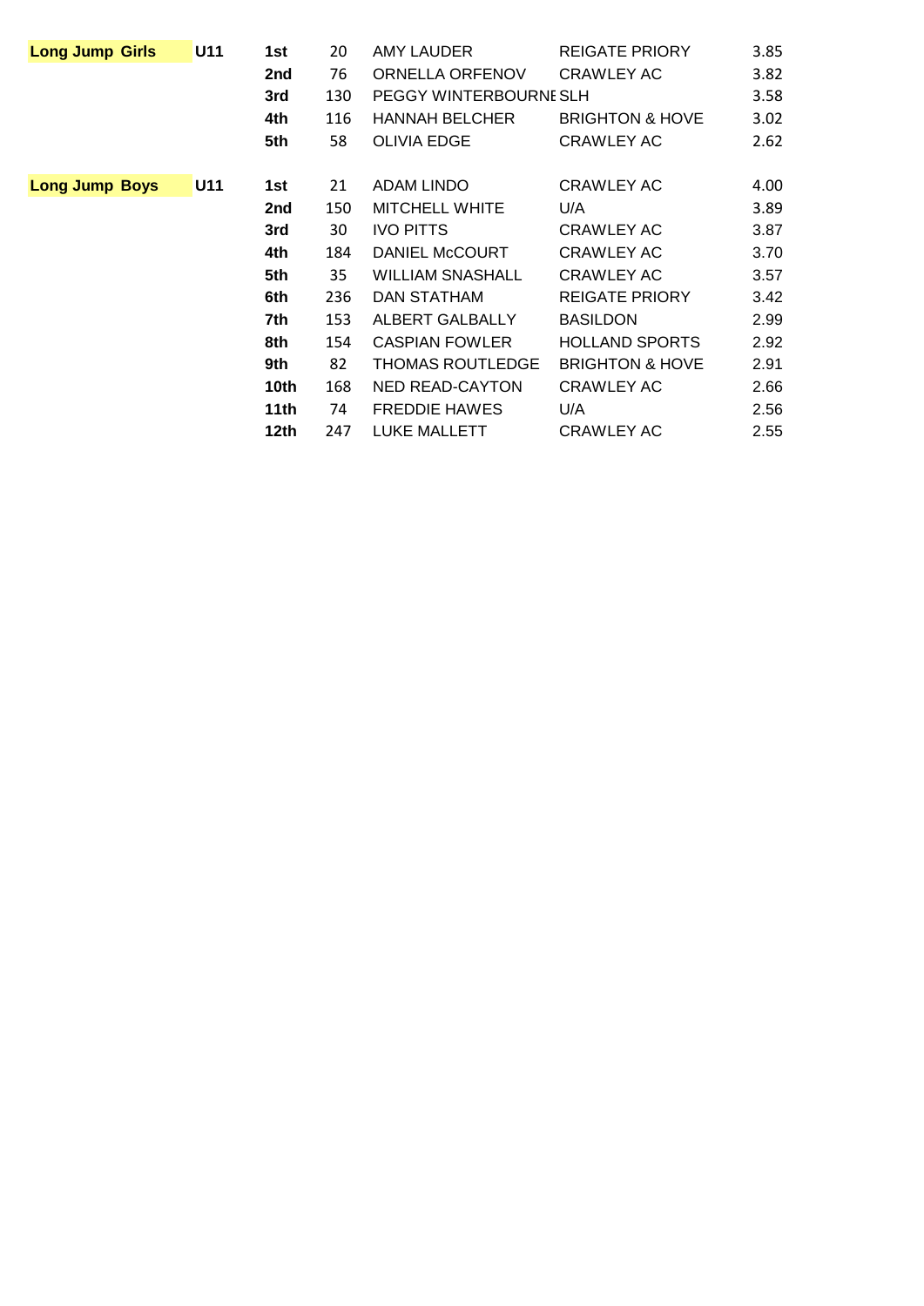| | | | | | | |
|---|---|---|---|---|---|---|
| **Long Jump Girls** | **U11** | **1st** | 20 | AMY LAUDER | REIGATE PRIORY | 3.85 |
| | | **2nd** | 76 | ORNELLA ORFENOV | CRAWLEY AC | 3.82 |
| | | **3rd** | 130 | PEGGY WINTERBOURNE | SLH | 3.58 |
| | | **4th** | 116 | HANNAH BELCHER | BRIGHTON & HOVE | 3.02 |
| | | **5th** | 58 | OLIVIA EDGE | CRAWLEY AC | 2.62 |
| | | | | | | |
| **Long Jump Boys** | **U11** | **1st** | 21 | ADAM LINDO | CRAWLEY AC | 4.00 |
| | | **2nd** | 150 | MITCHELL WHITE | U/A | 3.89 |
| | | **3rd** | 30 | IVO PITTS | CRAWLEY AC | 3.87 |
| | | **4th** | 184 | DANIEL McCOURT | CRAWLEY AC | 3.70 |
| | | **5th** | 35 | WILLIAM SNASHALL | CRAWLEY AC | 3.57 |
| | | **6th** | 236 | DAN STATHAM | REIGATE PRIORY | 3.42 |
| | | **7th** | 153 | ALBERT GALBALLY | BASILDON | 2.99 |
| | | **8th** | 154 | CASPIAN FOWLER | HOLLAND SPORTS | 2.92 |
| | | **9th** | 82 | THOMAS ROUTLEDGE | BRIGHTON & HOVE | 2.91 |
| | | **10th** | 168 | NED READ-CAYTON | CRAWLEY AC | 2.66 |
| | | **11th** | 74 | FREDDIE HAWES | U/A | 2.56 |
| | | **12th** | 247 | LUKE MALLETT | CRAWLEY AC | 2.55 |